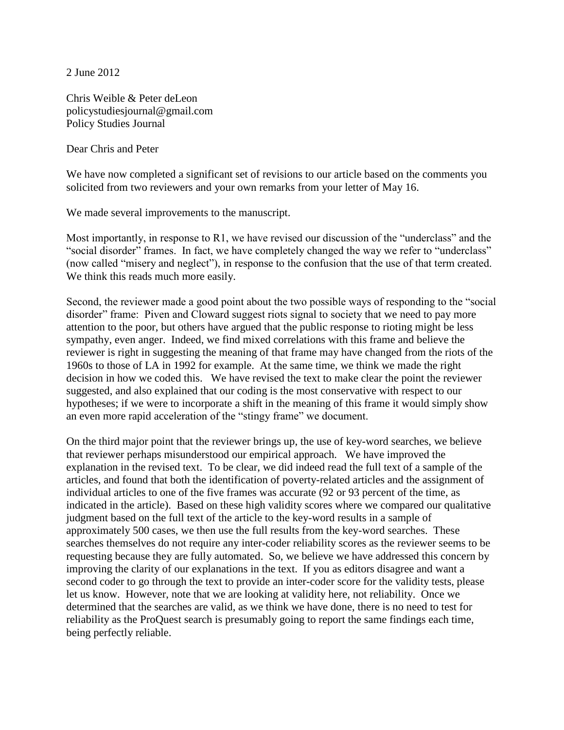2 June 2012

Chris Weible & Peter deLeon
policystudiesjournal@gmail.com
Policy Studies Journal

Dear Chris and Peter

We have now completed a significant set of revisions to our article based on the comments you solicited from two reviewers and your own remarks from your letter of May 16.

We made several improvements to the manuscript.

Most importantly, in response to R1, we have revised our discussion of the "underclass" and the "social disorder" frames. In fact, we have completely changed the way we refer to "underclass" (now called "misery and neglect"), in response to the confusion that the use of that term created. We think this reads much more easily.

Second, the reviewer made a good point about the two possible ways of responding to the "social disorder" frame: Piven and Cloward suggest riots signal to society that we need to pay more attention to the poor, but others have argued that the public response to rioting might be less sympathy, even anger. Indeed, we find mixed correlations with this frame and believe the reviewer is right in suggesting the meaning of that frame may have changed from the riots of the 1960s to those of LA in 1992 for example. At the same time, we think we made the right decision in how we coded this. We have revised the text to make clear the point the reviewer suggested, and also explained that our coding is the most conservative with respect to our hypotheses; if we were to incorporate a shift in the meaning of this frame it would simply show an even more rapid acceleration of the "stingy frame" we document.

On the third major point that the reviewer brings up, the use of key-word searches, we believe that reviewer perhaps misunderstood our empirical approach. We have improved the explanation in the revised text. To be clear, we did indeed read the full text of a sample of the articles, and found that both the identification of poverty-related articles and the assignment of individual articles to one of the five frames was accurate (92 or 93 percent of the time, as indicated in the article). Based on these high validity scores where we compared our qualitative judgment based on the full text of the article to the key-word results in a sample of approximately 500 cases, we then use the full results from the key-word searches. These searches themselves do not require any inter-coder reliability scores as the reviewer seems to be requesting because they are fully automated. So, we believe we have addressed this concern by improving the clarity of our explanations in the text. If you as editors disagree and want a second coder to go through the text to provide an inter-coder score for the validity tests, please let us know. However, note that we are looking at validity here, not reliability. Once we determined that the searches are valid, as we think we have done, there is no need to test for reliability as the ProQuest search is presumably going to report the same findings each time, being perfectly reliable.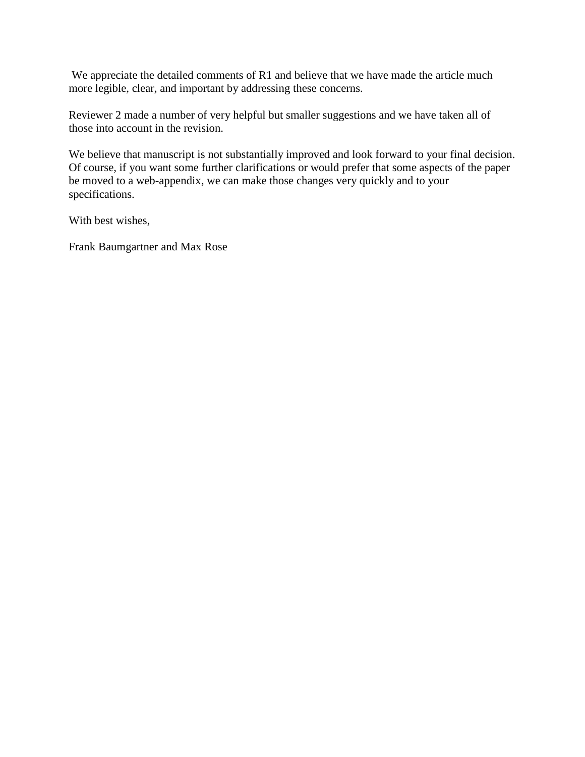We appreciate the detailed comments of R1 and believe that we have made the article much more legible, clear, and important by addressing these concerns.

Reviewer 2 made a number of very helpful but smaller suggestions and we have taken all of those into account in the revision.

We believe that manuscript is not substantially improved and look forward to your final decision. Of course, if you want some further clarifications or would prefer that some aspects of the paper be moved to a web-appendix, we can make those changes very quickly and to your specifications.

With best wishes,

Frank Baumgartner and Max Rose